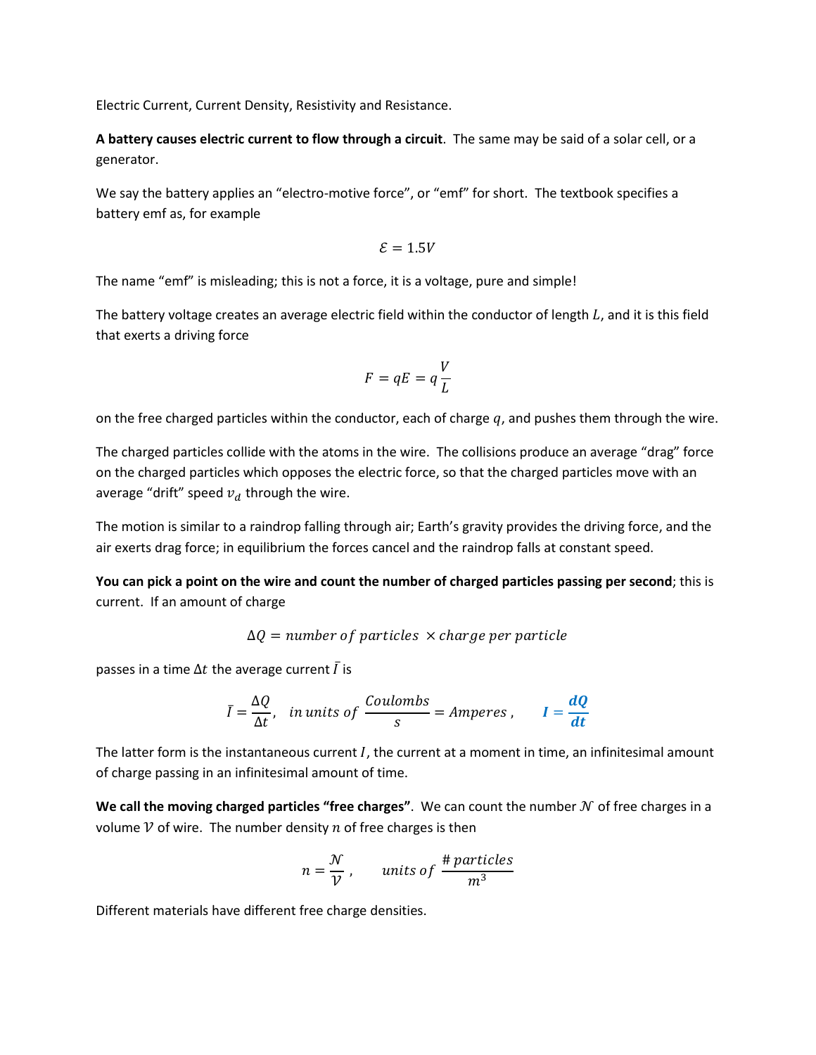Electric Current, Current Density, Resistivity and Resistance.

**A battery causes electric current to flow through a circuit**. The same may be said of a solar cell, or a generator.

We say the battery applies an "electro-motive force", or "emf" for short. The textbook specifies a battery emf as, for example

$$\mathcal{E} = 1.5V$$

The name "emf" is misleading; this is not a force, it is a voltage, pure and simple!

The battery voltage creates an average electric field within the conductor of length $L$, and it is this field that exerts a driving force

$$F = qE = q\frac{V}{L}$$

on the free charged particles within the conductor, each of charge $q$, and pushes them through the wire.

The charged particles collide with the atoms in the wire. The collisions produce an average "drag" force on the charged particles which opposes the electric force, so that the charged particles move with an average "drift" speed $v_d$ through the wire.

The motion is similar to a raindrop falling through air; Earth's gravity provides the driving force, and the air exerts drag force; in equilibrium the forces cancel and the raindrop falls at constant speed.

**You can pick a point on the wire and count the number of charged particles passing per second**; this is current. If an amount of charge

$$\Delta Q = number\ of\ particles\ \times charge\ per\ particle$$

passes in a time $\Delta t$ the average current $\bar{I}$ is

$$\bar{I} = \frac{\Delta Q}{\Delta t}, \quad in\ units\ of\ \frac{Coulombs}{s} = Amperes\ , \qquad \boldsymbol{I = \frac{dQ}{dt}}$$

The latter form is the instantaneous current $I$, the current at a moment in time, an infinitesimal amount of charge passing in an infinitesimal amount of time.

**We call the moving charged particles "free charges"**. We can count the number $\mathcal{N}$ of free charges in a volume $\mathcal{V}$ of wire. The number density $n$ of free charges is then

$$n = \frac{\mathcal{N}}{\mathcal{V}}\ , \qquad units\ of\ \frac{\#\ particles}{m^3}$$

Different materials have different free charge densities.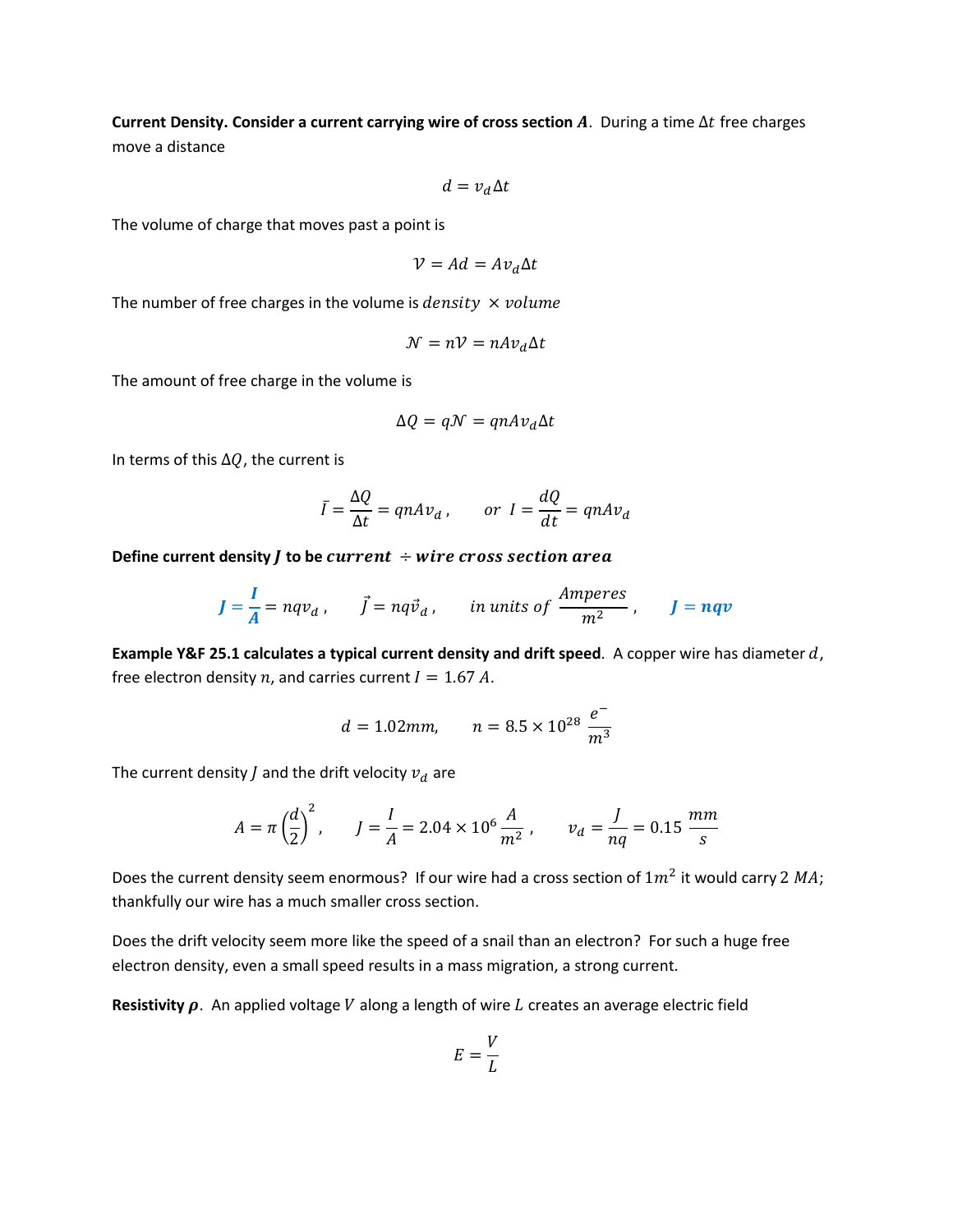**Current Density. Consider a current carrying wire of cross section $A$.** During a time $\Delta t$ free charges move a distance

$$d = v_d \Delta t$$

The volume of charge that moves past a point is

$$\mathcal{V} = Ad = Av_d \Delta t$$

The number of free charges in the volume is $density \times volume$

$$\mathcal{N} = n\mathcal{V} = nAv_d \Delta t$$

The amount of free charge in the volume is

$$\Delta Q = q\mathcal{N} = qnAv_d \Delta t$$

In terms of this $\Delta Q$, the current is

$$\bar{I} = \frac{\Delta Q}{\Delta t} = qnAv_d\,, \qquad or\;\; I = \frac{dQ}{dt} = qnAv_d$$

**Define current density $J$ to be $current \div wire\ cross\ section\ area$**

$$\boldsymbol{J = \frac{I}{A}} = nqv_d\,, \qquad \vec{J} = nq\vec{v}_d\,, \qquad in\ units\ of\ \frac{Amperes}{m^2}\,, \qquad \boldsymbol{J = nqv}$$

**Example Y&F 25.1 calculates a typical current density and drift speed**. A copper wire has diameter $d$, free electron density $n$, and carries current $I = 1.67\ A$.

$$d = 1.02mm, \qquad n = 8.5 \times 10^{28}\ \frac{e^-}{m^3}$$

The current density $J$ and the drift velocity $v_d$ are

$$A = \pi\left(\frac{d}{2}\right)^2, \qquad J = \frac{I}{A} = 2.04 \times 10^6\ \frac{A}{m^2}\,, \qquad v_d = \frac{J}{nq} = 0.15\ \frac{mm}{s}$$

Does the current density seem enormous? If our wire had a cross section of $1m^2$ it would carry $2\ MA$; thankfully our wire has a much smaller cross section.

Does the drift velocity seem more like the speed of a snail than an electron? For such a huge free electron density, even a small speed results in a mass migration, a strong current.

**Resistivity $\boldsymbol{\rho}$.** An applied voltage $V$ along a length of wire $L$ creates an average electric field

$$E = \frac{V}{L}$$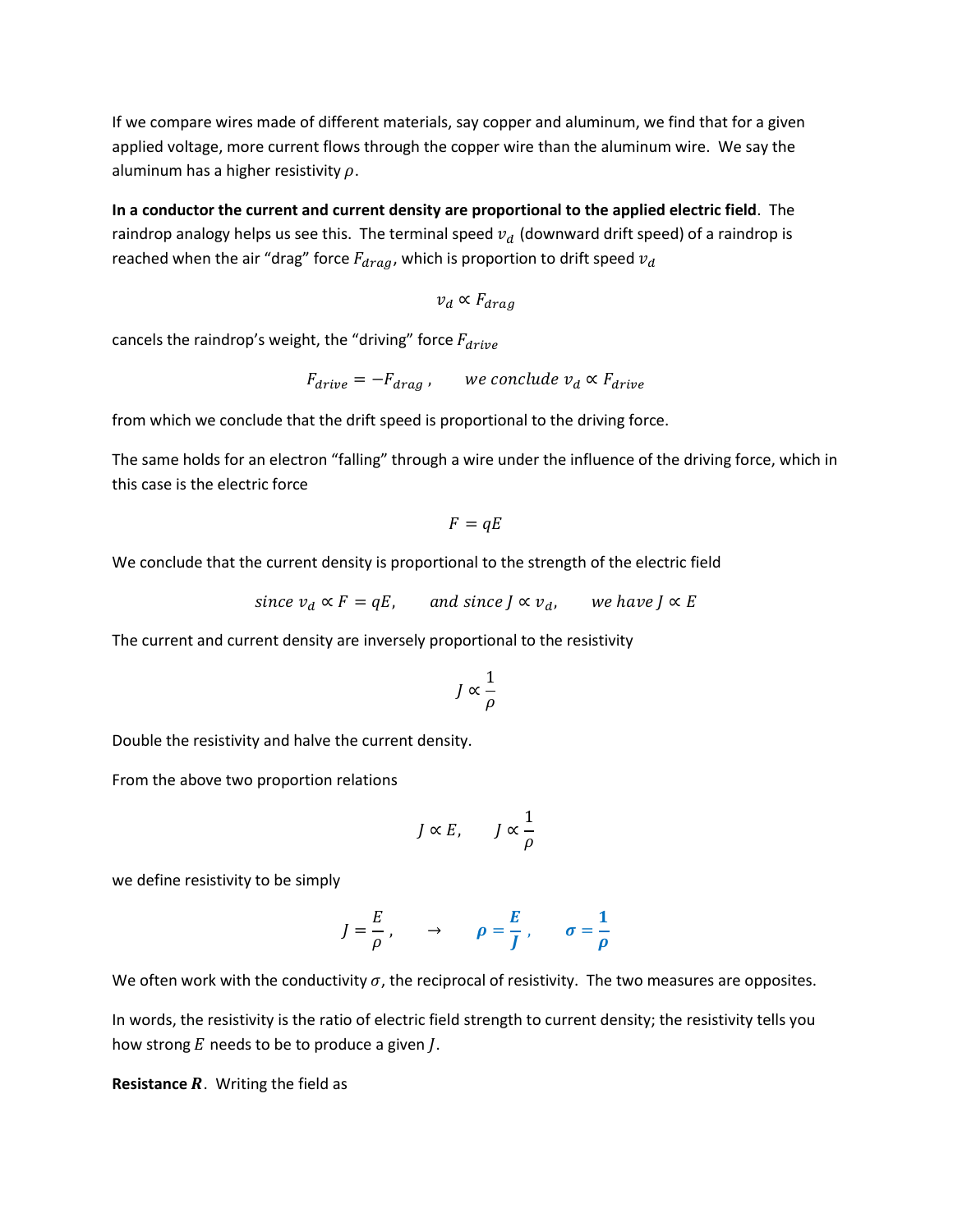If we compare wires made of different materials, say copper and aluminum, we find that for a given applied voltage, more current flows through the copper wire than the aluminum wire. We say the aluminum has a higher resistivity $\rho$.

**In a conductor the current and current density are proportional to the applied electric field**. The raindrop analogy helps us see this. The terminal speed $v_d$ (downward drift speed) of a raindrop is reached when the air "drag" force $F_{drag}$, which is proportion to drift speed $v_d$

$$v_d \propto F_{drag}$$

cancels the raindrop's weight, the "driving" force $F_{drive}$

$$F_{drive} = -F_{drag}\,, \qquad we\ conclude\ v_d \propto F_{drive}$$

from which we conclude that the drift speed is proportional to the driving force.

The same holds for an electron "falling" through a wire under the influence of the driving force, which in this case is the electric force

$$F = qE$$

We conclude that the current density is proportional to the strength of the electric field

$$since\ v_d \propto F = qE, \qquad and\ since\ J \propto v_d, \qquad we\ have\ J \propto E$$

The current and current density are inversely proportional to the resistivity

$$J \propto \frac{1}{\rho}$$

Double the resistivity and halve the current density.

From the above two proportion relations

$$J \propto E, \qquad J \propto \frac{1}{\rho}$$

we define resistivity to be simply

$$J = \frac{E}{\rho}\,, \qquad \rightarrow \qquad \boldsymbol{\rho = \frac{E}{J}}\,, \qquad \boldsymbol{\sigma = \frac{1}{\rho}}$$

We often work with the conductivity $\sigma$, the reciprocal of resistivity. The two measures are opposites.

In words, the resistivity is the ratio of electric field strength to current density; the resistivity tells you how strong $E$ needs to be to produce a given $J$.

**Resistance $R$**. Writing the field as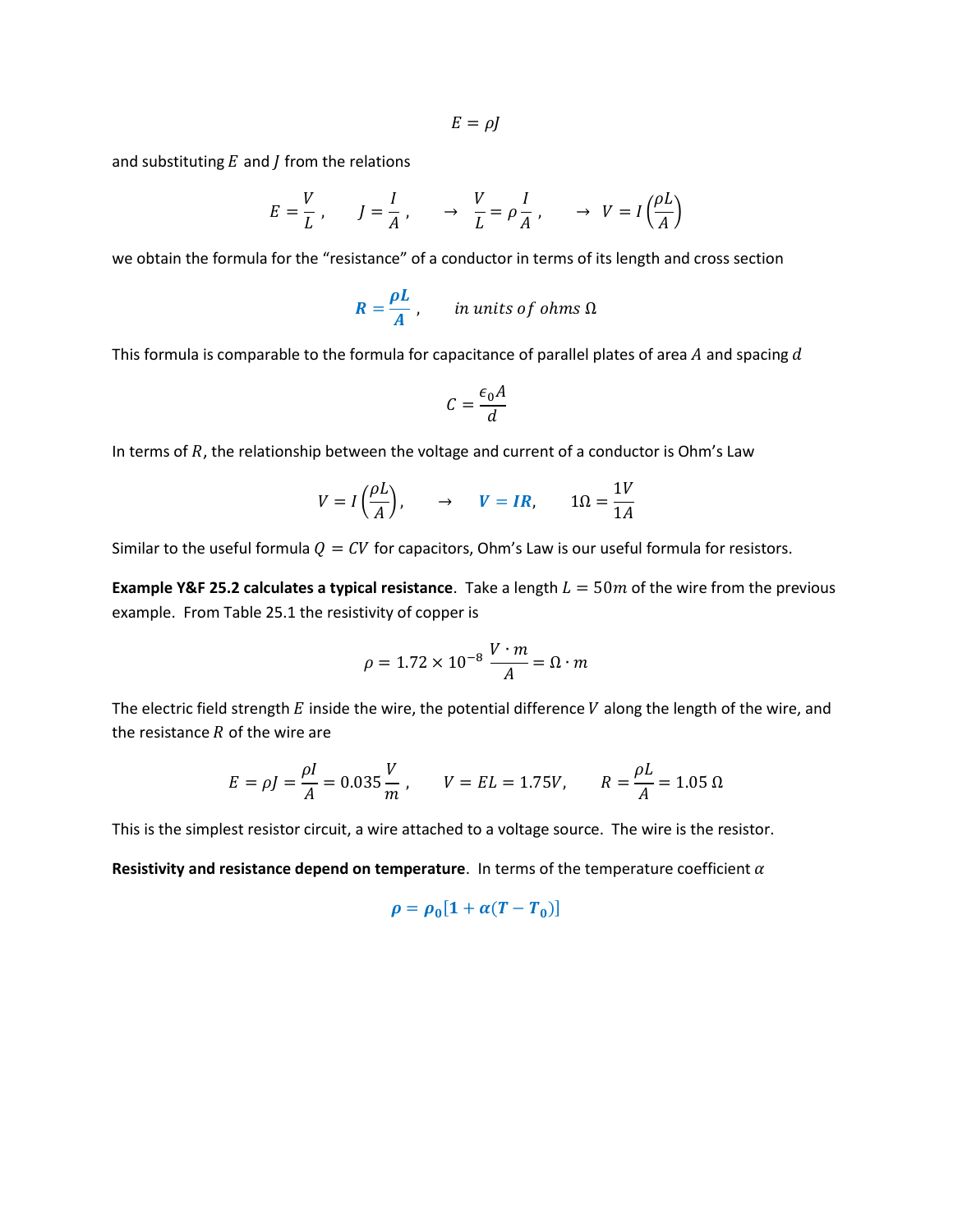$$E = \rho J$$

and substituting $E$ and $J$ from the relations

$$E = \frac{V}{L}\,, \qquad J = \frac{I}{A}\,, \qquad \rightarrow \;\; \frac{V}{L} = \rho\,\frac{I}{A}\,, \qquad \rightarrow \;\; V = I\left(\frac{\rho L}{A}\right)$$

we obtain the formula for the "resistance" of a conductor in terms of its length and cross section

$$\boldsymbol{R = \frac{\rho L}{A}}\,, \qquad in\ units\ of\ ohms\ \Omega$$

This formula is comparable to the formula for capacitance of parallel plates of area $A$ and spacing $d$

$$C = \frac{\epsilon_0 A}{d}$$

In terms of $R$, the relationship between the voltage and current of a conductor is Ohm's Law

$$V = I\left(\frac{\rho L}{A}\right), \qquad \rightarrow \qquad \boldsymbol{V = IR}, \qquad 1\Omega = \frac{1V}{1A}$$

Similar to the useful formula $Q = CV$ for capacitors, Ohm's Law is our useful formula for resistors.

**Example Y&F 25.2 calculates a typical resistance**. Take a length $L = 50m$ of the wire from the previous example. From Table 25.1 the resistivity of copper is

$$\rho = 1.72 \times 10^{-8}\ \frac{V \cdot m}{A} = \Omega \cdot m$$

The electric field strength $E$ inside the wire, the potential difference $V$ along the length of the wire, and the resistance $R$ of the wire are

$$E = \rho J = \frac{\rho I}{A} = 0.035\,\frac{V}{m}\,, \qquad V = EL = 1.75V, \qquad R = \frac{\rho L}{A} = 1.05\ \Omega$$

This is the simplest resistor circuit, a wire attached to a voltage source. The wire is the resistor.

**Resistivity and resistance depend on temperature**. In terms of the temperature coefficient $\alpha$

$$\boldsymbol{\rho = \rho_0[1 + \alpha(T - T_0)]}$$